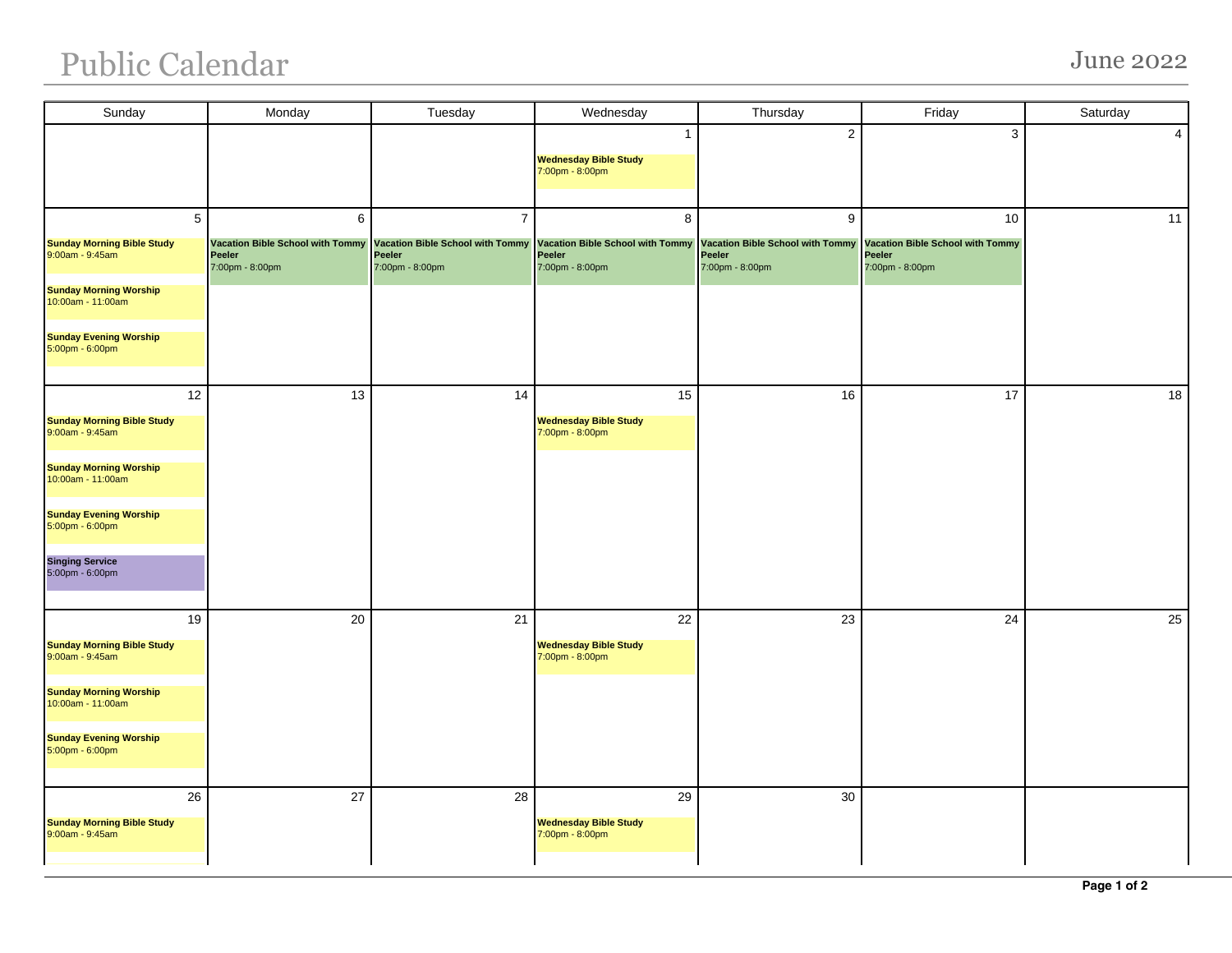# Public Calendar

## June 2022

| Sunday | Monday | Tuesday | Wednesday | Thursday | Friday | Saturday |
|---|---|---|---|---|---|---|
| | | | 1<br>**Wednesday Bible Study**<br>7:00pm - 8:00pm | 2 | 3 | 4 |
| 5<br>**Sunday Morning Bible Study**<br>9:00am - 9:45am<br>**Sunday Morning Worship**<br>10:00am - 11:00am<br>**Sunday Evening Worship**<br>5:00pm - 6:00pm | 6<br>**Vacation Bible School with Tommy Peeler**<br>7:00pm - 8:00pm | 7<br>**Vacation Bible School with Tommy Peeler**<br>7:00pm - 8:00pm | 8<br>**Vacation Bible School with Tommy Peeler**<br>7:00pm - 8:00pm | 9<br>**Vacation Bible School with Tommy Peeler**<br>7:00pm - 8:00pm | 10<br>**Vacation Bible School with Tommy Peeler**<br>7:00pm - 8:00pm | 11 |
| 12<br>**Sunday Morning Bible Study**<br>9:00am - 9:45am<br>**Sunday Morning Worship**<br>10:00am - 11:00am<br>**Sunday Evening Worship**<br>5:00pm - 6:00pm<br>**Singing Service**<br>5:00pm - 6:00pm | 13 | 14 | 15<br>**Wednesday Bible Study**<br>7:00pm - 8:00pm | 16 | 17 | 18 |
| 19<br>**Sunday Morning Bible Study**<br>9:00am - 9:45am<br>**Sunday Morning Worship**<br>10:00am - 11:00am<br>**Sunday Evening Worship**<br>5:00pm - 6:00pm | 20 | 21 | 22<br>**Wednesday Bible Study**<br>7:00pm - 8:00pm | 23 | 24 | 25 |
| 26<br>**Sunday Morning Bible Study**<br>9:00am - 9:45am | 27 | 28 | 29<br>**Wednesday Bible Study**<br>7:00pm - 8:00pm | 30 | | |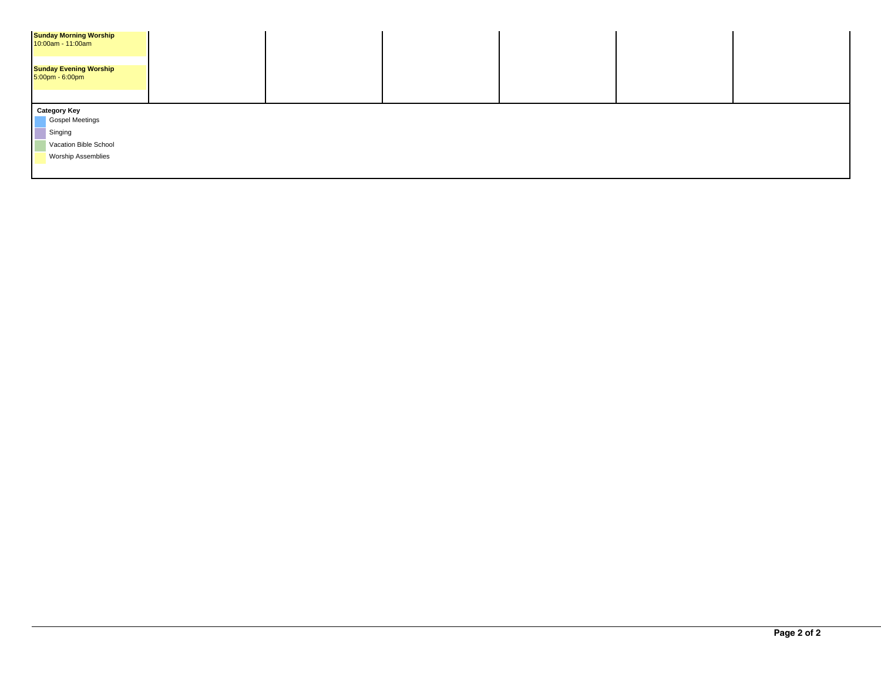| | | | | | | |
|---|---|---|---|---|---|---|
| **Sunday Morning Worship**<br>10:00am - 11:00am<br><br>**Sunday Evening Worship**<br>5:00pm - 6:00pm | | | | | | |

**Category Key**

- Gospel Meetings
- Singing
- Vacation Bible School
- Worship Assemblies